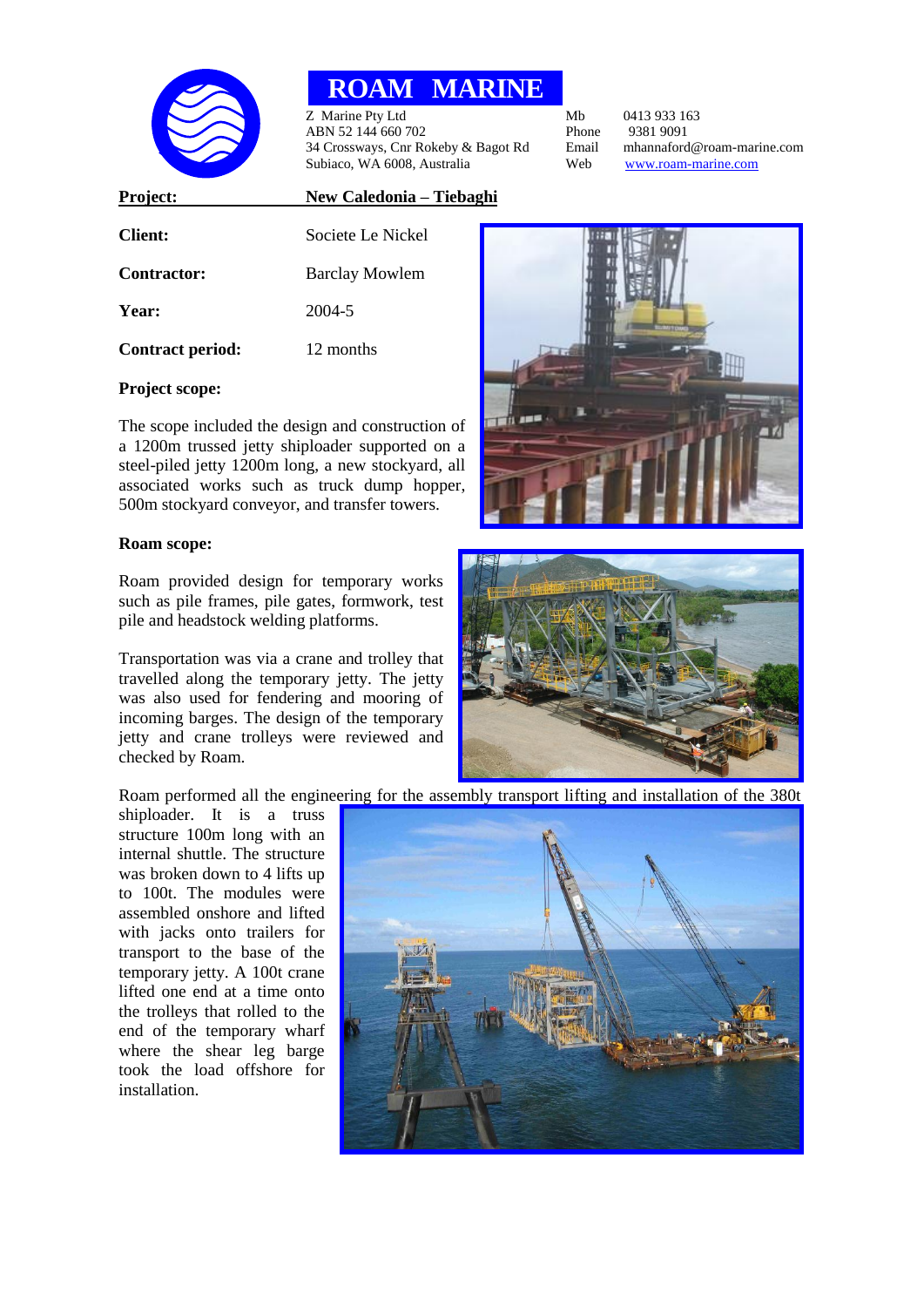# ROAM MARINE

Z Marine Pty Ltd
ABN 52 144 660 702
34 Crossways, Cnr Rokeby & Bagot Rd
Subiaco, WA 6008, Australia

| | |
|---|---|
| Mb | 0413 933 163 |
| Phone | 9381 9091 |
| Email | mhannaford@roam-marine.com |
| Web | www.roam-marine.com |

| | |
|---|---|
| **Project:** | **New Caledonia – Tiebaghi** |
| **Client:** | Societe Le Nickel |
| **Contractor:** | Barclay Mowlem |
| **Year:** | 2004-5 |
| **Contract period:** | 12 months |

**Project scope:**

The scope included the design and construction of a 1200m trussed jetty shiploader supported on a steel-piled jetty 1200m long, a new stockyard, all associated works such as truck dump hopper, 500m stockyard conveyor, and transfer towers.

**Roam scope:**

Roam provided design for temporary works such as pile frames, pile gates, formwork, test pile and headstock welding platforms.

Transportation was via a crane and trolley that travelled along the temporary jetty. The jetty was also used for fendering and mooring of incoming barges. The design of the temporary jetty and crane trolleys were reviewed and checked by Roam.

Roam performed all the engineering for the assembly transport lifting and installation of the 380t shiploader. It is a truss structure 100m long with an internal shuttle. The structure was broken down to 4 lifts up to 100t. The modules were assembled onshore and lifted with jacks onto trailers for transport to the base of the temporary jetty. A 100t crane lifted one end at a time onto the trolleys that rolled to the end of the temporary wharf where the shear leg barge took the load offshore for installation.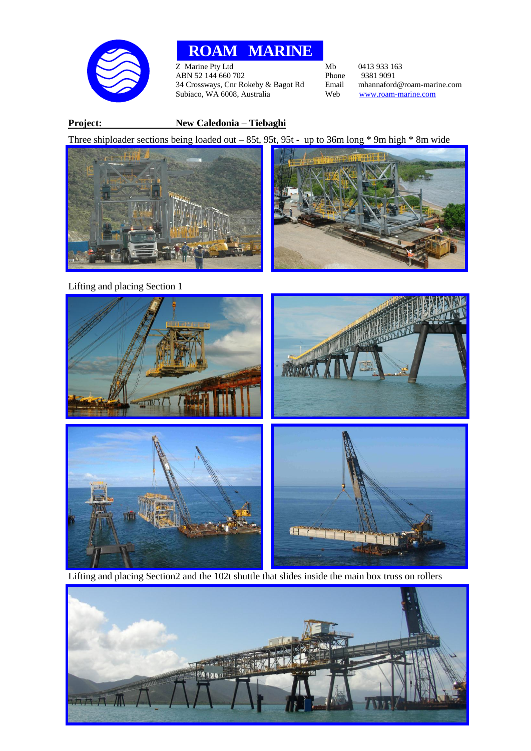# ROAM MARINE

Z Marine Pty Ltd
ABN 52 144 660 702
34 Crossways, Cnr Rokeby & Bagot Rd
Subiaco, WA 6008, Australia

| | |
|---|---|
| Mb | 0413 933 163 |
| Phone | 9381 9091 |
| Email | mhannaford@roam-marine.com |
| Web | www.roam-marine.com |

**Project:** **New Caledonia – Tiebaghi**

Three shiploader sections being loaded out – 85t, 95t, 95t - up to 36m long * 9m high * 8m wide

Lifting and placing Section 1

Lifting and placing Section2 and the 102t shuttle that slides inside the main box truss on rollers